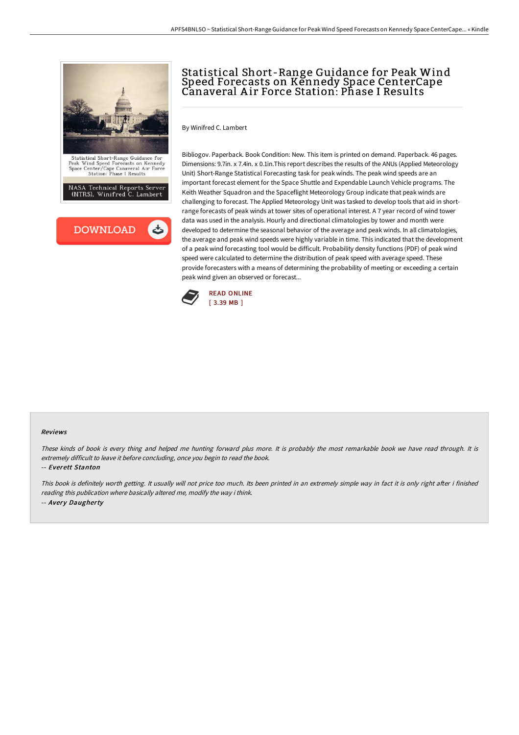# Statistical Short-Range Guidance for Peak Wind Speed Forecasts on Kennedy Space CenterCape Canaveral Air Force Station: Phase I Results

By Winifred C. Lambert

Bibliogov. Paperback. Book Condition: New. This item is printed on demand. Paperback. 46 pages. Dimensions: 9.7in. x 7.4in. x 0.1in.This report describes the results of the ANUs (Applied Meteorology Unit) Short-Range Statistical Forecasting task for peak winds. The peak wind speeds are an important forecast element for the Space Shuttle and Expendable Launch Vehicle programs. The Keith Weather Squadron and the Spaceflight Meteorology Group indicate that peak winds are challenging to forecast. The Applied Meteorology Unit was tasked to develop tools that aid in short-range forecasts of peak winds at tower sites of operational interest. A 7 year record of wind tower data was used in the analysis. Hourly and directional climatologies by tower and month were developed to determine the seasonal behavior of the average and peak winds. In all climatologies, the average and peak wind speeds were highly variable in time. This indicated that the development of a peak wind forecasting tool would be difficult. Probability density functions (PDF) of peak wind speed were calculated to determine the distribution of peak speed with average speed. These provide forecasters with a means of determining the probability of meeting or exceeding a certain peak wind given an observed or forecast...

READ ONLINE
[ 3.39 MB ]

## Reviews

*These kinds of book is every thing and helped me hunting forward plus more. It is probably the most remarkable book we have read through. It is extremely difficult to leave it before concluding, once you begin to read the book.*

-- ***Everett Stanton***

*This book is definitely worth getting. It usually will not price too much. Its been printed in an extremely simple way in fact it is only right after i finished reading this publication where basically altered me, modify the way i think.*

-- ***Avery Daugherty***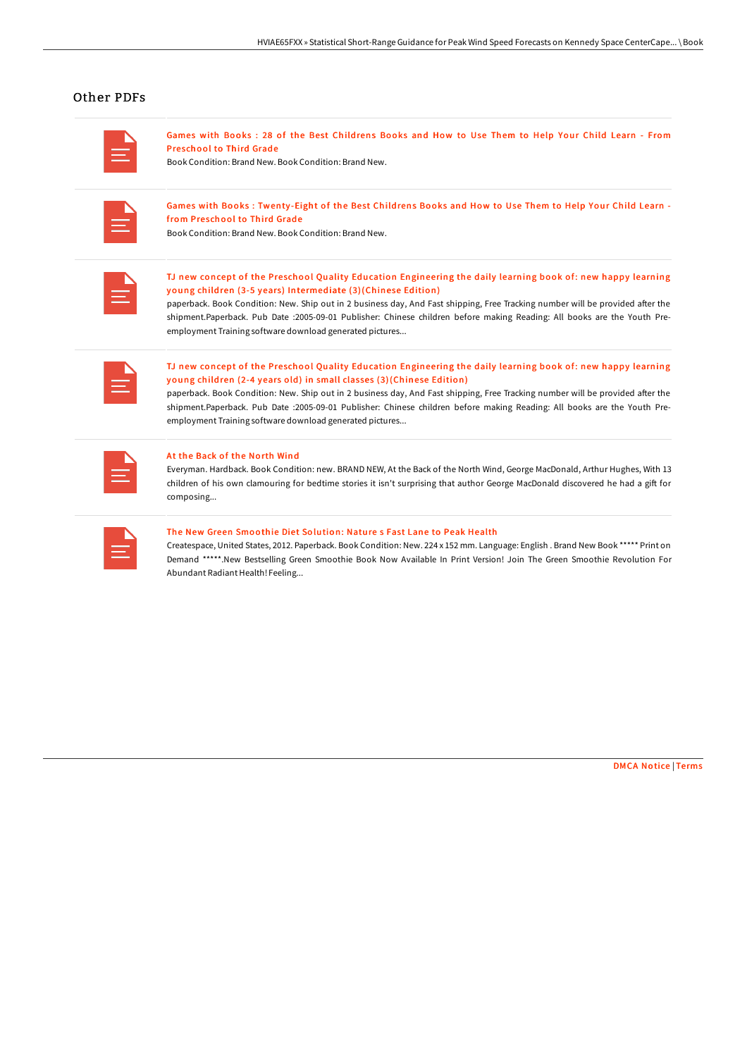## Other PDFs

**Games with Books : 28 of the Best Childrens Books and How to Use Them to Help Your Child Learn - From Preschool to Third Grade**

Book Condition: Brand New. Book Condition: Brand New.

**Games with Books : Twenty-Eight of the Best Childrens Books and How to Use Them to Help Your Child Learn - from Preschool to Third Grade**

Book Condition: Brand New. Book Condition: Brand New.

**TJ new concept of the Preschool Quality Education Engineering the daily learning book of: new happy learning young children (3-5 years) Intermediate (3)(Chinese Edition)**

paperback. Book Condition: New. Ship out in 2 business day, And Fast shipping, Free Tracking number will be provided after the shipment.Paperback. Pub Date :2005-09-01 Publisher: Chinese children before making Reading: All books are the Youth Pre-employment Training software download generated pictures...

**TJ new concept of the Preschool Quality Education Engineering the daily learning book of: new happy learning young children (2-4 years old) in small classes (3)(Chinese Edition)**

paperback. Book Condition: New. Ship out in 2 business day, And Fast shipping, Free Tracking number will be provided after the shipment.Paperback. Pub Date :2005-09-01 Publisher: Chinese children before making Reading: All books are the Youth Pre-employment Training software download generated pictures...

**At the Back of the North Wind**

Everyman. Hardback. Book Condition: new. BRAND NEW, At the Back of the North Wind, George MacDonald, Arthur Hughes, With 13 children of his own clamouring for bedtime stories it isn't surprising that author George MacDonald discovered he had a gift for composing...

**The New Green Smoothie Diet Solution: Nature s Fast Lane to Peak Health**

Createspace, United States, 2012. Paperback. Book Condition: New. 224 x 152 mm. Language: English . Brand New Book ***** Print on Demand *****.New Bestselling Green Smoothie Book Now Available In Print Version! Join The Green Smoothie Revolution For Abundant Radiant Health! Feeling...